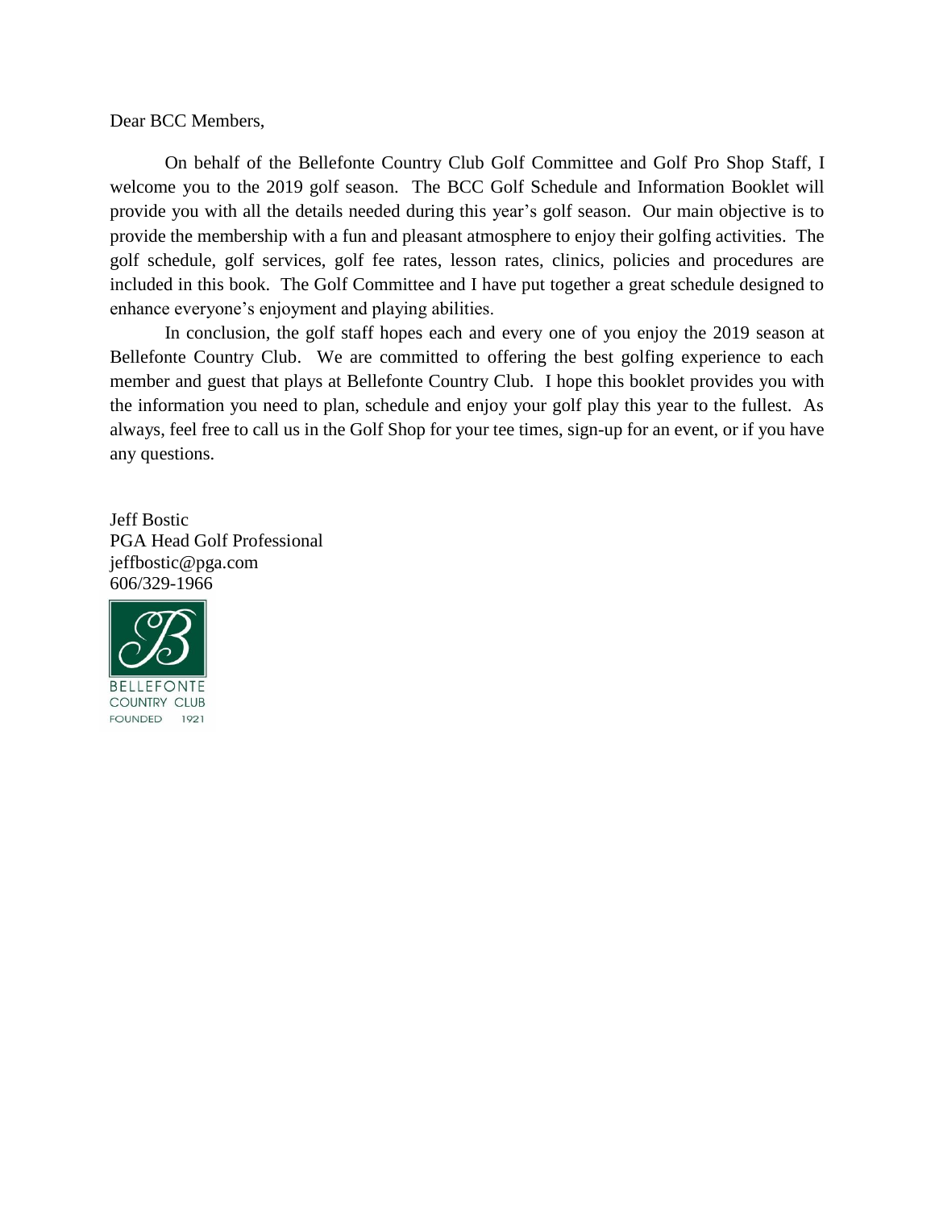Dear BCC Members,

On behalf of the Bellefonte Country Club Golf Committee and Golf Pro Shop Staff, I welcome you to the 2019 golf season. The BCC Golf Schedule and Information Booklet will provide you with all the details needed during this year's golf season. Our main objective is to provide the membership with a fun and pleasant atmosphere to enjoy their golfing activities. The golf schedule, golf services, golf fee rates, lesson rates, clinics, policies and procedures are included in this book. The Golf Committee and I have put together a great schedule designed to enhance everyone's enjoyment and playing abilities.

In conclusion, the golf staff hopes each and every one of you enjoy the 2019 season at Bellefonte Country Club. We are committed to offering the best golfing experience to each member and guest that plays at Bellefonte Country Club. I hope this booklet provides you with the information you need to plan, schedule and enjoy your golf play this year to the fullest. As always, feel free to call us in the Golf Shop for your tee times, sign-up for an event, or if you have any questions.

Jeff Bostic
PGA Head Golf Professional
jeffbostic@pga.com
606/329-1966

BELLEFONTE
COUNTRY CLUB
FOUNDED 1921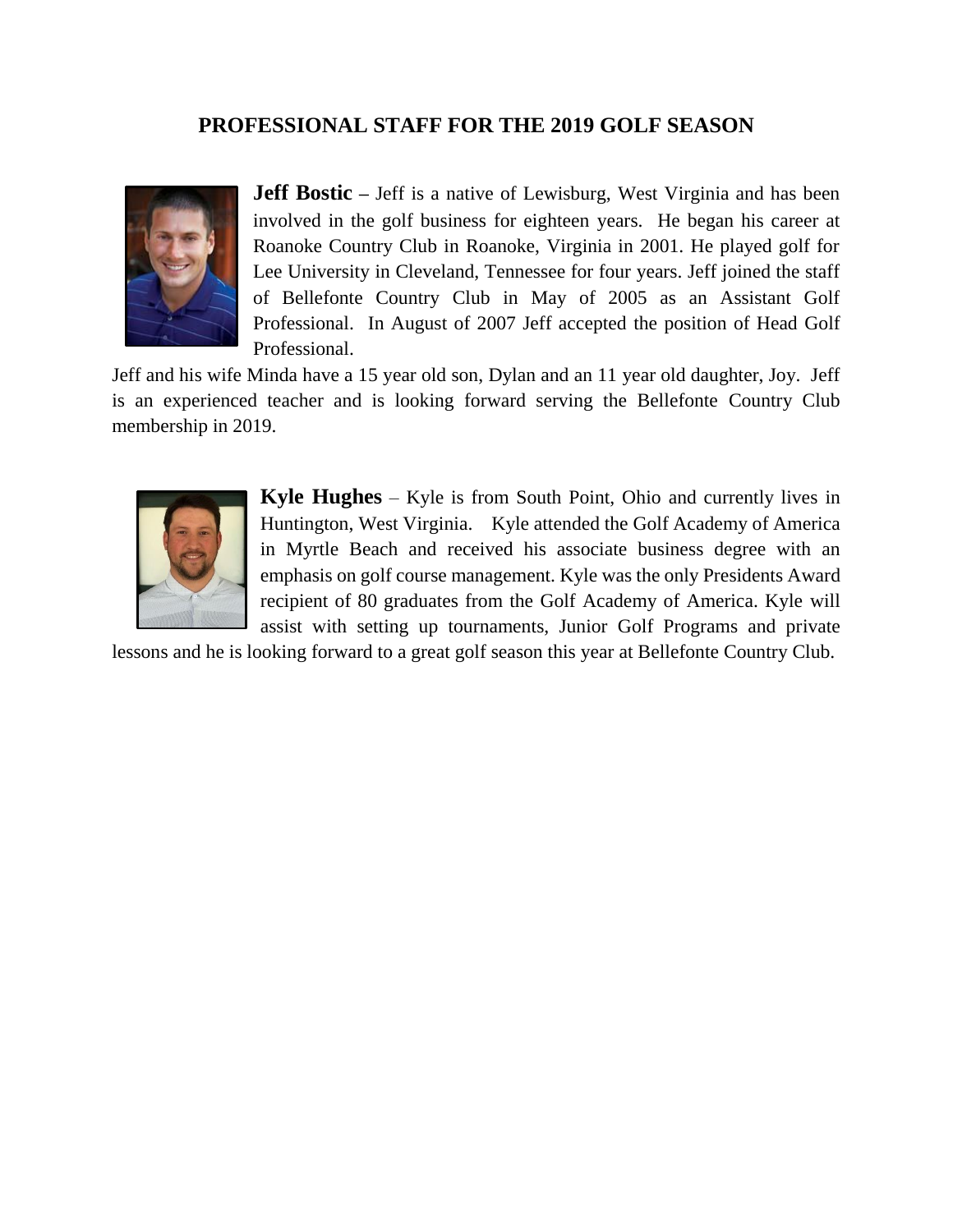## PROFESSIONAL STAFF FOR THE 2019 GOLF SEASON

**Jeff Bostic** – Jeff is a native of Lewisburg, West Virginia and has been involved in the golf business for eighteen years. He began his career at Roanoke Country Club in Roanoke, Virginia in 2001. He played golf for Lee University in Cleveland, Tennessee for four years. Jeff joined the staff of Bellefonte Country Club in May of 2005 as an Assistant Golf Professional. In August of 2007 Jeff accepted the position of Head Golf Professional.

Jeff and his wife Minda have a 15 year old son, Dylan and an 11 year old daughter, Joy. Jeff is an experienced teacher and is looking forward serving the Bellefonte Country Club membership in 2019.

**Kyle Hughes** – Kyle is from South Point, Ohio and currently lives in Huntington, West Virginia. Kyle attended the Golf Academy of America in Myrtle Beach and received his associate business degree with an emphasis on golf course management. Kyle was the only Presidents Award recipient of 80 graduates from the Golf Academy of America. Kyle will assist with setting up tournaments, Junior Golf Programs and private lessons and he is looking forward to a great golf season this year at Bellefonte Country Club.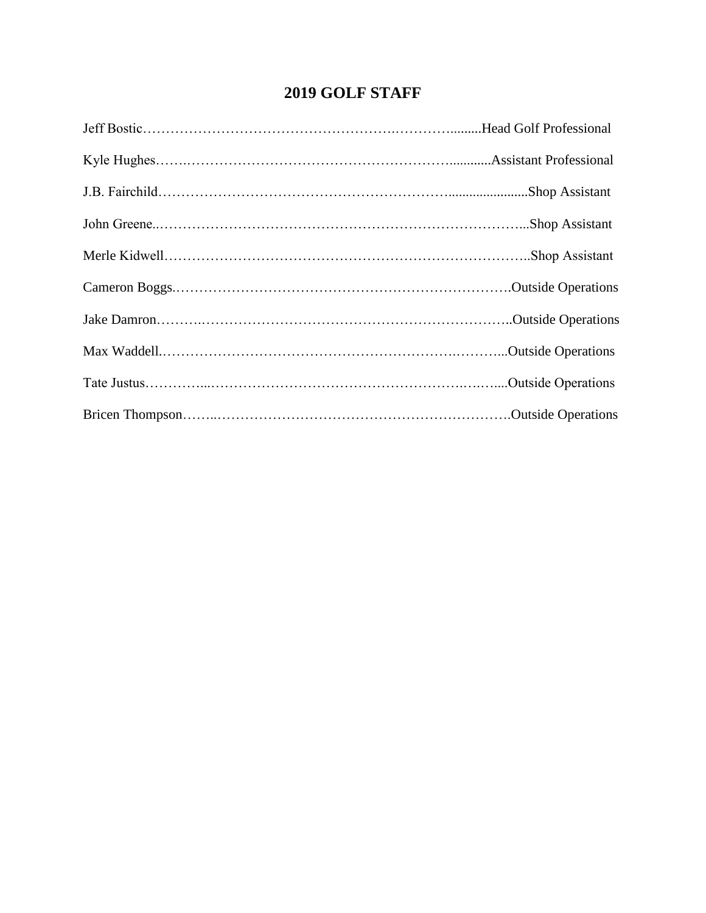## 2019 GOLF STAFF

Jeff Bostic……………………………………………….………..........Head Golf Professional

Kyle Hughes…….…………………………………………………............Assistant Professional

J.B. Fairchild……………………………………………………….......................Shop Assistant

John Greene..………………………………………………………………...Shop Assistant

Merle Kidwell………………………………………………………………..Shop Assistant

Cameron Boggs.………………………………………….………………….Outside Operations

Jake Damron……….………………………………………………………..Outside Operations

Max Waddell.………………………………………………….……….………...Outside Operations

Tate Justus…………...…………………………………………….….…....Outside Operations

Bricen Thompson……..…………….……………………………………….Outside Operations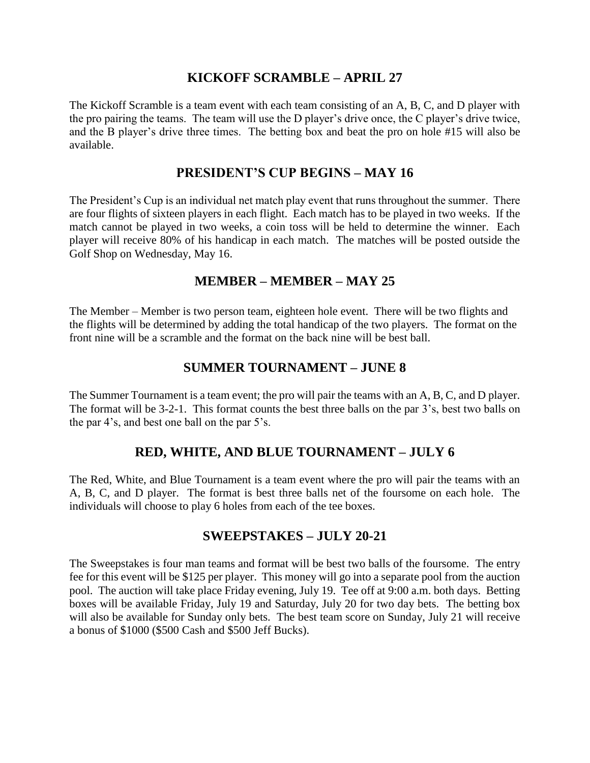## KICKOFF SCRAMBLE – APRIL 27

The Kickoff Scramble is a team event with each team consisting of an A, B, C, and D player with the pro pairing the teams. The team will use the D player's drive once, the C player's drive twice, and the B player's drive three times. The betting box and beat the pro on hole #15 will also be available.

## PRESIDENT'S CUP BEGINS – MAY 16

The President's Cup is an individual net match play event that runs throughout the summer. There are four flights of sixteen players in each flight. Each match has to be played in two weeks. If the match cannot be played in two weeks, a coin toss will be held to determine the winner. Each player will receive 80% of his handicap in each match. The matches will be posted outside the Golf Shop on Wednesday, May 16.

## MEMBER – MEMBER – MAY 25

The Member – Member is two person team, eighteen hole event. There will be two flights and the flights will be determined by adding the total handicap of the two players. The format on the front nine will be a scramble and the format on the back nine will be best ball.

## SUMMER TOURNAMENT – JUNE 8

The Summer Tournament is a team event; the pro will pair the teams with an A, B, C, and D player. The format will be 3-2-1. This format counts the best three balls on the par 3's, best two balls on the par 4's, and best one ball on the par 5's.

## RED, WHITE, AND BLUE TOURNAMENT – JULY 6

The Red, White, and Blue Tournament is a team event where the pro will pair the teams with an A, B, C, and D player. The format is best three balls net of the foursome on each hole. The individuals will choose to play 6 holes from each of the tee boxes.

## SWEEPSTAKES – JULY 20-21

The Sweepstakes is four man teams and format will be best two balls of the foursome. The entry fee for this event will be $125 per player. This money will go into a separate pool from the auction pool. The auction will take place Friday evening, July 19. Tee off at 9:00 a.m. both days. Betting boxes will be available Friday, July 19 and Saturday, July 20 for two day bets. The betting box will also be available for Sunday only bets. The best team score on Sunday, July 21 will receive a bonus of $1000 ($500 Cash and $500 Jeff Bucks).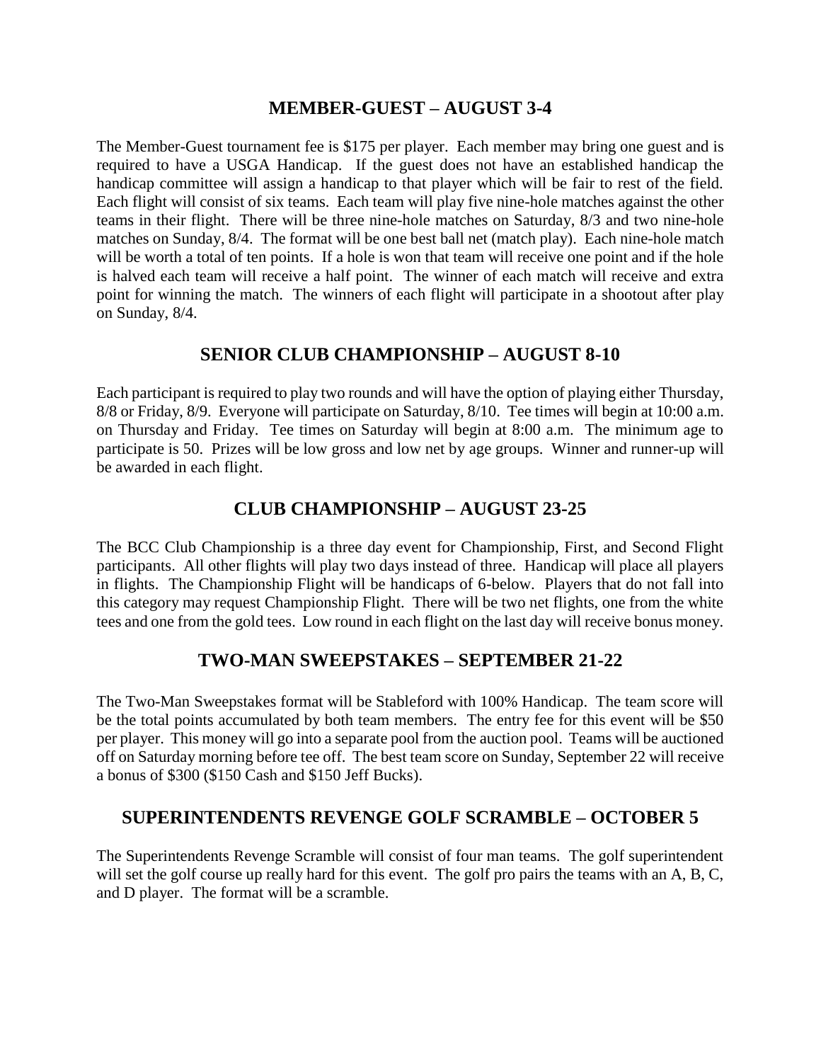## MEMBER-GUEST – AUGUST 3-4

The Member-Guest tournament fee is $175 per player. Each member may bring one guest and is required to have a USGA Handicap. If the guest does not have an established handicap the handicap committee will assign a handicap to that player which will be fair to rest of the field. Each flight will consist of six teams. Each team will play five nine-hole matches against the other teams in their flight. There will be three nine-hole matches on Saturday, 8/3 and two nine-hole matches on Sunday, 8/4. The format will be one best ball net (match play). Each nine-hole match will be worth a total of ten points. If a hole is won that team will receive one point and if the hole is halved each team will receive a half point. The winner of each match will receive and extra point for winning the match. The winners of each flight will participate in a shootout after play on Sunday, 8/4.

## SENIOR CLUB CHAMPIONSHIP – AUGUST 8-10

Each participant is required to play two rounds and will have the option of playing either Thursday, 8/8 or Friday, 8/9. Everyone will participate on Saturday, 8/10. Tee times will begin at 10:00 a.m. on Thursday and Friday. Tee times on Saturday will begin at 8:00 a.m. The minimum age to participate is 50. Prizes will be low gross and low net by age groups. Winner and runner-up will be awarded in each flight.

## CLUB CHAMPIONSHIP – AUGUST 23-25

The BCC Club Championship is a three day event for Championship, First, and Second Flight participants. All other flights will play two days instead of three. Handicap will place all players in flights. The Championship Flight will be handicaps of 6-below. Players that do not fall into this category may request Championship Flight. There will be two net flights, one from the white tees and one from the gold tees. Low round in each flight on the last day will receive bonus money.

## TWO-MAN SWEEPSTAKES – SEPTEMBER 21-22

The Two-Man Sweepstakes format will be Stableford with 100% Handicap. The team score will be the total points accumulated by both team members. The entry fee for this event will be $50 per player. This money will go into a separate pool from the auction pool. Teams will be auctioned off on Saturday morning before tee off. The best team score on Sunday, September 22 will receive a bonus of $300 ($150 Cash and $150 Jeff Bucks).

## SUPERINTENDENTS REVENGE GOLF SCRAMBLE – OCTOBER 5

The Superintendents Revenge Scramble will consist of four man teams. The golf superintendent will set the golf course up really hard for this event. The golf pro pairs the teams with an A, B, C, and D player. The format will be a scramble.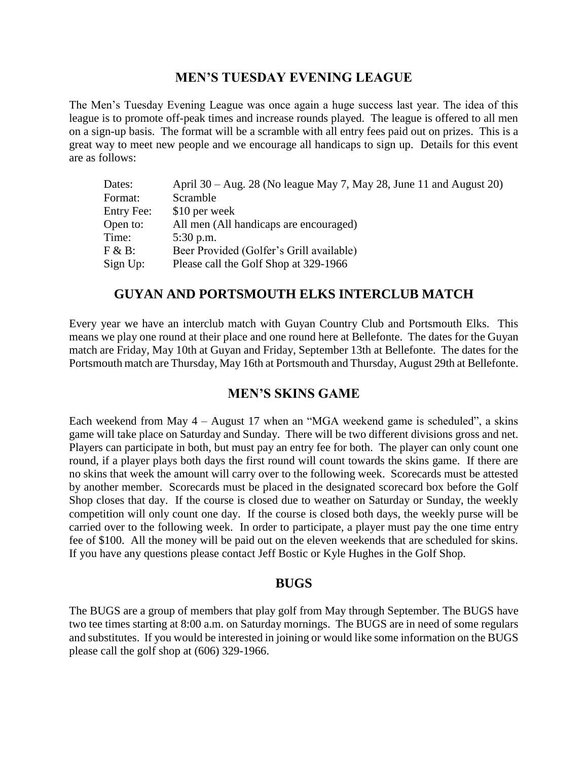## MEN'S TUESDAY EVENING LEAGUE

The Men's Tuesday Evening League was once again a huge success last year. The idea of this league is to promote off-peak times and increase rounds played. The league is offered to all men on a sign-up basis. The format will be a scramble with all entry fees paid out on prizes. This is a great way to meet new people and we encourage all handicaps to sign up. Details for this event are as follows:

| | |
|---|---|
| Dates: | April 30 – Aug. 28 (No league May 7, May 28, June 11 and August 20) |
| Format: | Scramble |
| Entry Fee: | $10 per week |
| Open to: | All men (All handicaps are encouraged) |
| Time: | 5:30 p.m. |
| F & B: | Beer Provided (Golfer's Grill available) |
| Sign Up: | Please call the Golf Shop at 329-1966 |

## GUYAN AND PORTSMOUTH ELKS INTERCLUB MATCH

Every year we have an interclub match with Guyan Country Club and Portsmouth Elks. This means we play one round at their place and one round here at Bellefonte. The dates for the Guyan match are Friday, May 10th at Guyan and Friday, September 13th at Bellefonte. The dates for the Portsmouth match are Thursday, May 16th at Portsmouth and Thursday, August 29th at Bellefonte.

## MEN'S SKINS GAME

Each weekend from May 4 – August 17 when an "MGA weekend game is scheduled", a skins game will take place on Saturday and Sunday. There will be two different divisions gross and net. Players can participate in both, but must pay an entry fee for both. The player can only count one round, if a player plays both days the first round will count towards the skins game. If there are no skins that week the amount will carry over to the following week. Scorecards must be attested by another member. Scorecards must be placed in the designated scorecard box before the Golf Shop closes that day. If the course is closed due to weather on Saturday or Sunday, the weekly competition will only count one day. If the course is closed both days, the weekly purse will be carried over to the following week. In order to participate, a player must pay the one time entry fee of $100. All the money will be paid out on the eleven weekends that are scheduled for skins. If you have any questions please contact Jeff Bostic or Kyle Hughes in the Golf Shop.

## BUGS

The BUGS are a group of members that play golf from May through September. The BUGS have two tee times starting at 8:00 a.m. on Saturday mornings. The BUGS are in need of some regulars and substitutes. If you would be interested in joining or would like some information on the BUGS please call the golf shop at (606) 329-1966.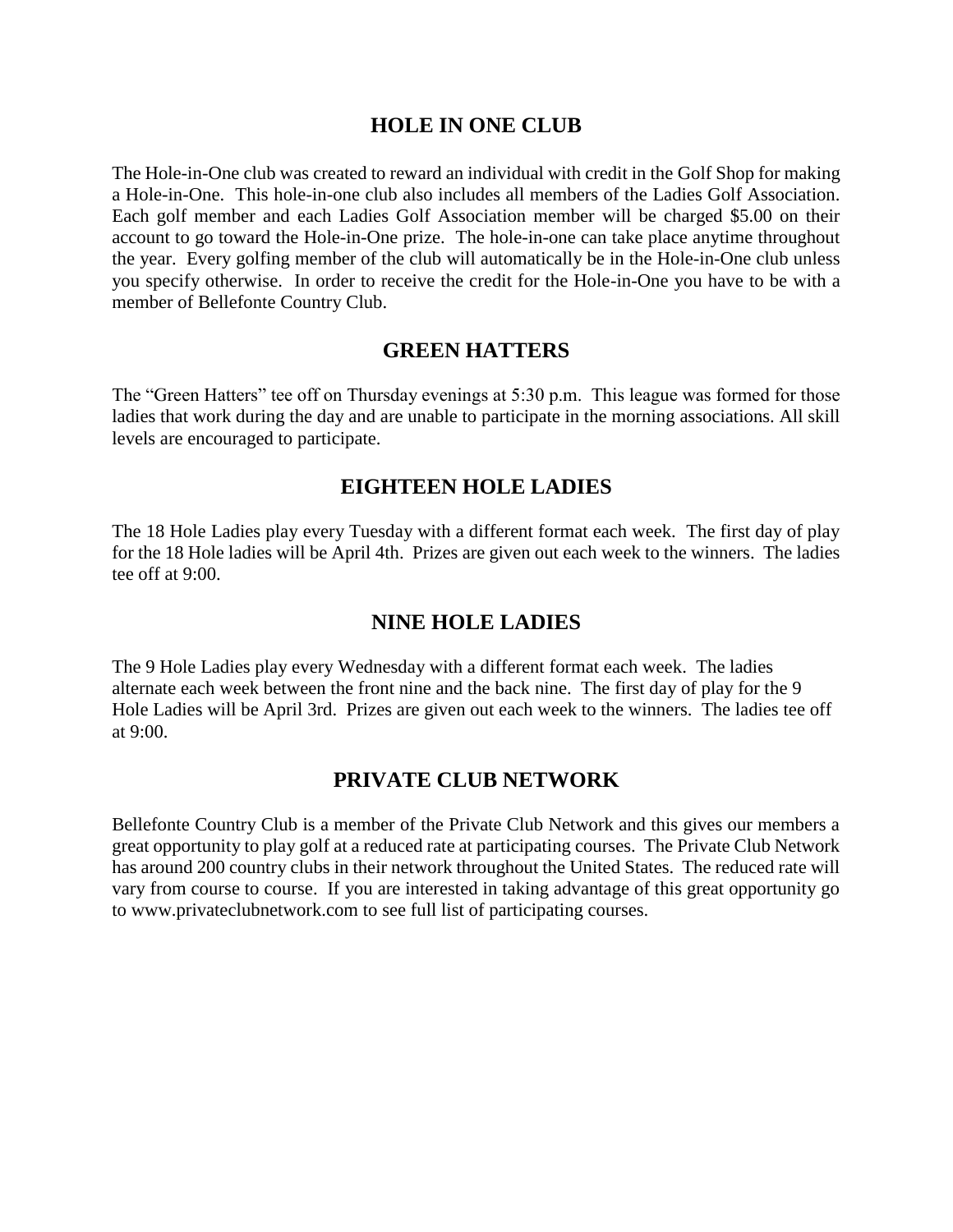## HOLE IN ONE CLUB

The Hole-in-One club was created to reward an individual with credit in the Golf Shop for making a Hole-in-One. This hole-in-one club also includes all members of the Ladies Golf Association. Each golf member and each Ladies Golf Association member will be charged $5.00 on their account to go toward the Hole-in-One prize. The hole-in-one can take place anytime throughout the year. Every golfing member of the club will automatically be in the Hole-in-One club unless you specify otherwise. In order to receive the credit for the Hole-in-One you have to be with a member of Bellefonte Country Club.

## GREEN HATTERS

The "Green Hatters" tee off on Thursday evenings at 5:30 p.m. This league was formed for those ladies that work during the day and are unable to participate in the morning associations. All skill levels are encouraged to participate.

## EIGHTEEN HOLE LADIES

The 18 Hole Ladies play every Tuesday with a different format each week. The first day of play for the 18 Hole ladies will be April 4th. Prizes are given out each week to the winners. The ladies tee off at 9:00.

## NINE HOLE LADIES

The 9 Hole Ladies play every Wednesday with a different format each week. The ladies alternate each week between the front nine and the back nine. The first day of play for the 9 Hole Ladies will be April 3rd. Prizes are given out each week to the winners. The ladies tee off at 9:00.

## PRIVATE CLUB NETWORK

Bellefonte Country Club is a member of the Private Club Network and this gives our members a great opportunity to play golf at a reduced rate at participating courses. The Private Club Network has around 200 country clubs in their network throughout the United States. The reduced rate will vary from course to course. If you are interested in taking advantage of this great opportunity go to www.privateclubnetwork.com to see full list of participating courses.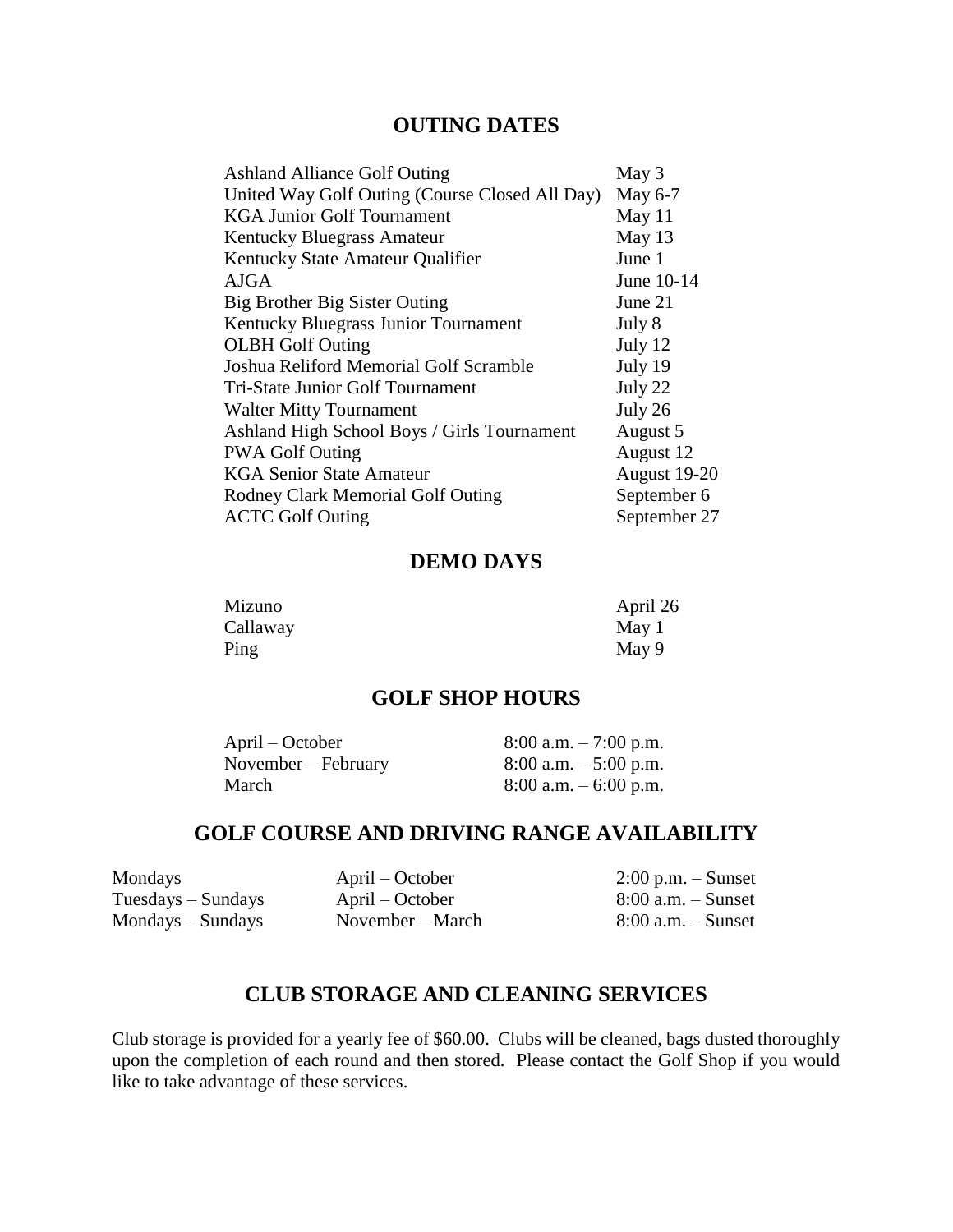## OUTING DATES

| | |
|---|---|
| Ashland Alliance Golf Outing | May 3 |
| United Way Golf Outing (Course Closed All Day) | May 6-7 |
| KGA Junior Golf Tournament | May 11 |
| Kentucky Bluegrass Amateur | May 13 |
| Kentucky State Amateur Qualifier | June 1 |
| AJGA | June 10-14 |
| Big Brother Big Sister Outing | June 21 |
| Kentucky Bluegrass Junior Tournament | July 8 |
| OLBH Golf Outing | July 12 |
| Joshua Reliford Memorial Golf Scramble | July 19 |
| Tri-State Junior Golf Tournament | July 22 |
| Walter Mitty Tournament | July 26 |
| Ashland High School Boys / Girls Tournament | August 5 |
| PWA Golf Outing | August 12 |
| KGA Senior State Amateur | August 19-20 |
| Rodney Clark Memorial Golf Outing | September 6 |
| ACTC Golf Outing | September 27 |

## DEMO DAYS

| | |
|---|---|
| Mizuno | April 26 |
| Callaway | May 1 |
| Ping | May 9 |

## GOLF SHOP HOURS

| | |
|---|---|
| April – October | 8:00 a.m. – 7:00 p.m. |
| November – February | 8:00 a.m. – 5:00 p.m. |
| March | 8:00 a.m. – 6:00 p.m. |

## GOLF COURSE AND DRIVING RANGE AVAILABILITY

| | | |
|---|---|---|
| Mondays | April – October | 2:00 p.m. – Sunset |
| Tuesdays – Sundays | April – October | 8:00 a.m. – Sunset |
| Mondays – Sundays | November – March | 8:00 a.m. – Sunset |

## CLUB STORAGE AND CLEANING SERVICES

Club storage is provided for a yearly fee of $60.00. Clubs will be cleaned, bags dusted thoroughly upon the completion of each round and then stored. Please contact the Golf Shop if you would like to take advantage of these services.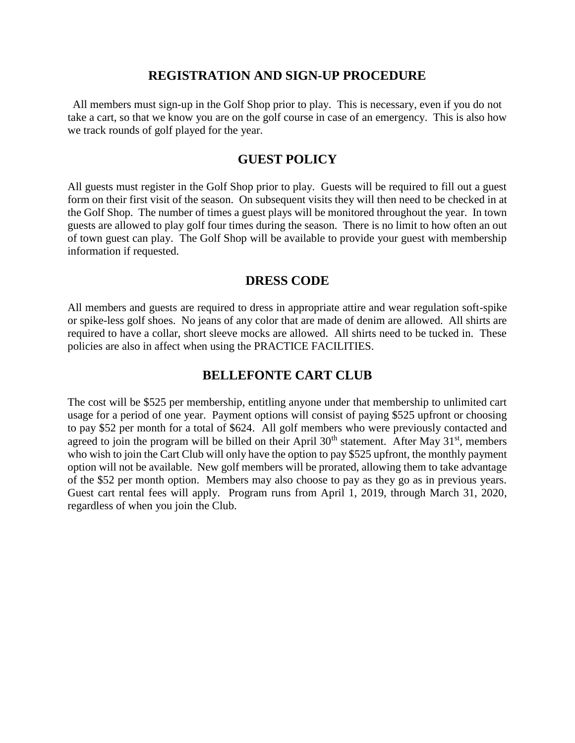## REGISTRATION AND SIGN-UP PROCEDURE

All members must sign-up in the Golf Shop prior to play. This is necessary, even if you do not take a cart, so that we know you are on the golf course in case of an emergency. This is also how we track rounds of golf played for the year.

## GUEST POLICY

All guests must register in the Golf Shop prior to play. Guests will be required to fill out a guest form on their first visit of the season. On subsequent visits they will then need to be checked in at the Golf Shop. The number of times a guest plays will be monitored throughout the year. In town guests are allowed to play golf four times during the season. There is no limit to how often an out of town guest can play. The Golf Shop will be available to provide your guest with membership information if requested.

## DRESS CODE

All members and guests are required to dress in appropriate attire and wear regulation soft-spike or spike-less golf shoes. No jeans of any color that are made of denim are allowed. All shirts are required to have a collar, short sleeve mocks are allowed. All shirts need to be tucked in. These policies are also in affect when using the PRACTICE FACILITIES.

## BELLEFONTE CART CLUB

The cost will be $525 per membership, entitling anyone under that membership to unlimited cart usage for a period of one year. Payment options will consist of paying $525 upfront or choosing to pay $52 per month for a total of $624. All golf members who were previously contacted and agreed to join the program will be billed on their April 30th statement. After May 31st, members who wish to join the Cart Club will only have the option to pay $525 upfront, the monthly payment option will not be available. New golf members will be prorated, allowing them to take advantage of the $52 per month option. Members may also choose to pay as they go as in previous years. Guest cart rental fees will apply. Program runs from April 1, 2019, through March 31, 2020, regardless of when you join the Club.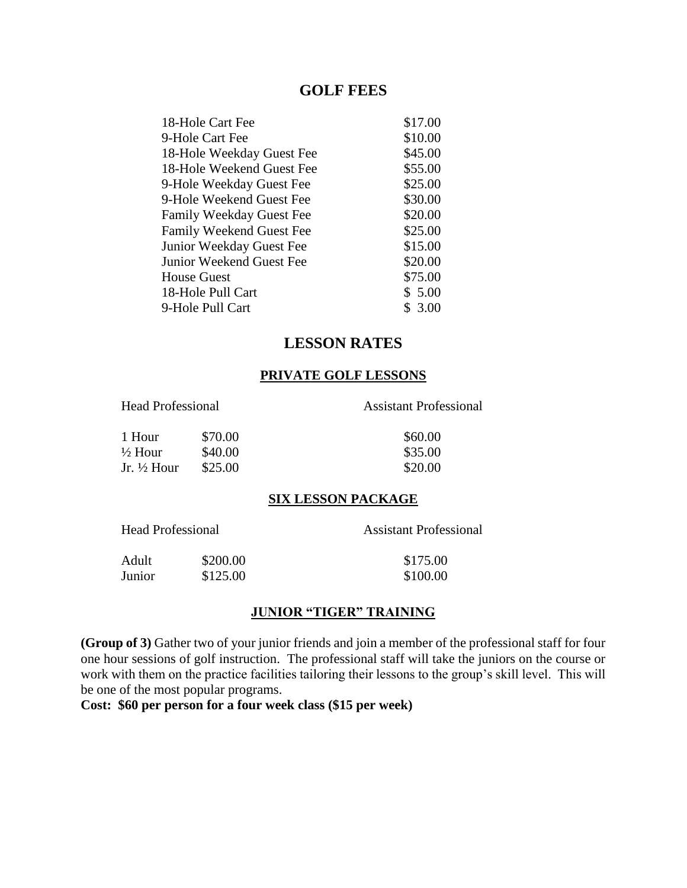# GOLF FEES

| | |
|---|---|
| 18-Hole Cart Fee | $17.00 |
| 9-Hole Cart Fee | $10.00 |
| 18-Hole Weekday Guest Fee | $45.00 |
| 18-Hole Weekend Guest Fee | $55.00 |
| 9-Hole Weekday Guest Fee | $25.00 |
| 9-Hole Weekend Guest Fee | $30.00 |
| Family Weekday Guest Fee | $20.00 |
| Family Weekend Guest Fee | $25.00 |
| Junior Weekday Guest Fee | $15.00 |
| Junior Weekend Guest Fee | $20.00 |
| House Guest | $75.00 |
| 18-Hole Pull Cart | $ 5.00 |
| 9-Hole Pull Cart | $ 3.00 |

# LESSON RATES

## PRIVATE GOLF LESSONS

| | Head Professional | Assistant Professional |
|---|---|---|
| 1 Hour | $70.00 | $60.00 |
| ½ Hour | $40.00 | $35.00 |
| Jr. ½ Hour | $25.00 | $20.00 |

## SIX LESSON PACKAGE

| | Head Professional | Assistant Professional |
|---|---|---|
| Adult | $200.00 | $175.00 |
| Junior | $125.00 | $100.00 |

## JUNIOR "TIGER" TRAINING

**(Group of 3)** Gather two of your junior friends and join a member of the professional staff for four one hour sessions of golf instruction. The professional staff will take the juniors on the course or work with them on the practice facilities tailoring their lessons to the group's skill level. This will be one of the most popular programs.

**Cost: $60 per person for a four week class ($15 per week)**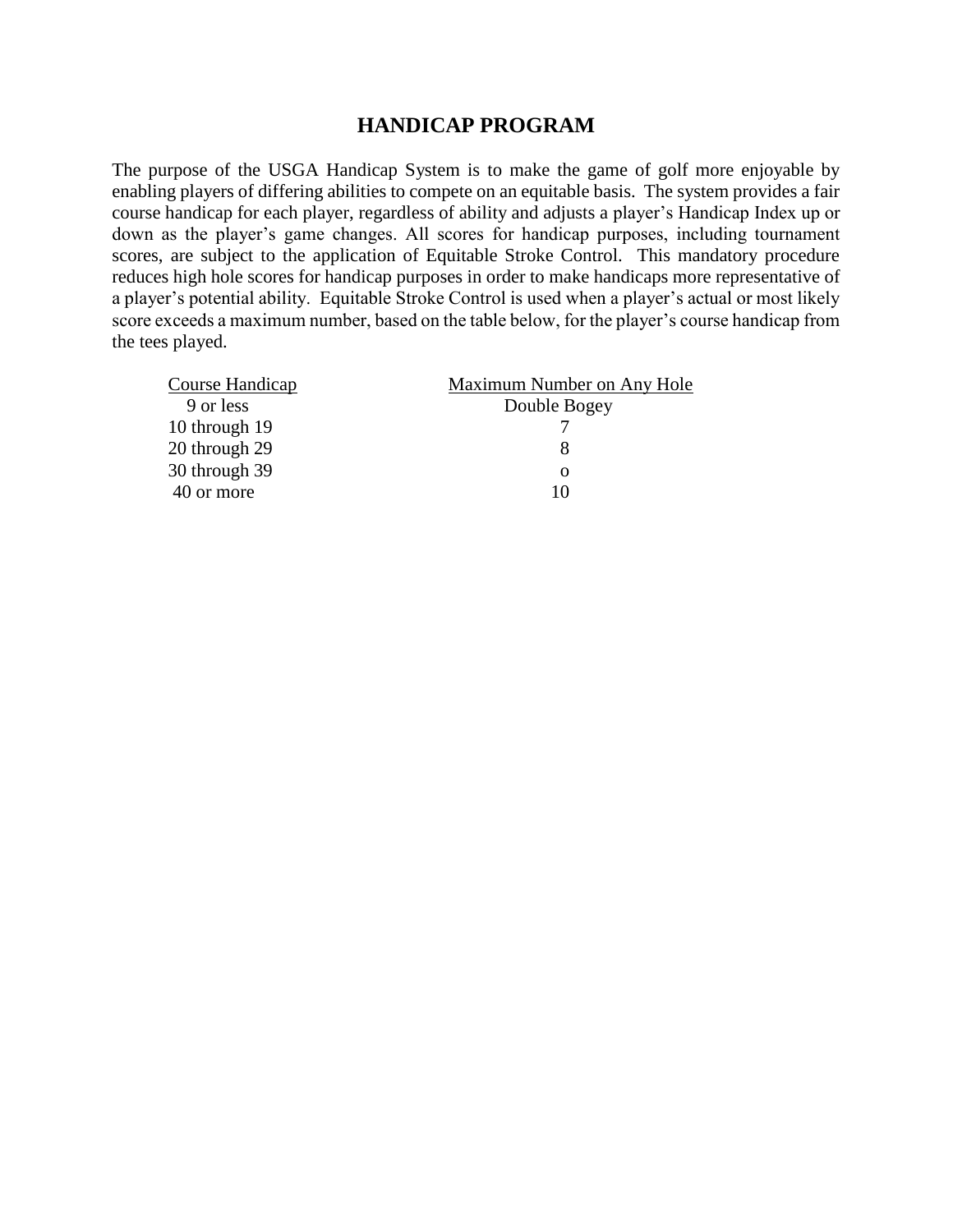## HANDICAP PROGRAM

The purpose of the USGA Handicap System is to make the game of golf more enjoyable by enabling players of differing abilities to compete on an equitable basis. The system provides a fair course handicap for each player, regardless of ability and adjusts a player's Handicap Index up or down as the player's game changes. All scores for handicap purposes, including tournament scores, are subject to the application of Equitable Stroke Control. This mandatory procedure reduces high hole scores for handicap purposes in order to make handicaps more representative of a player's potential ability. Equitable Stroke Control is used when a player's actual or most likely score exceeds a maximum number, based on the table below, for the player's course handicap from the tees played.

| Course Handicap | Maximum Number on Any Hole |
|---|---|
| 9 or less | Double Bogey |
| 10 through 19 | 7 |
| 20 through 29 | 8 |
| 30 through 39 | o |
| 40 or more | 10 |